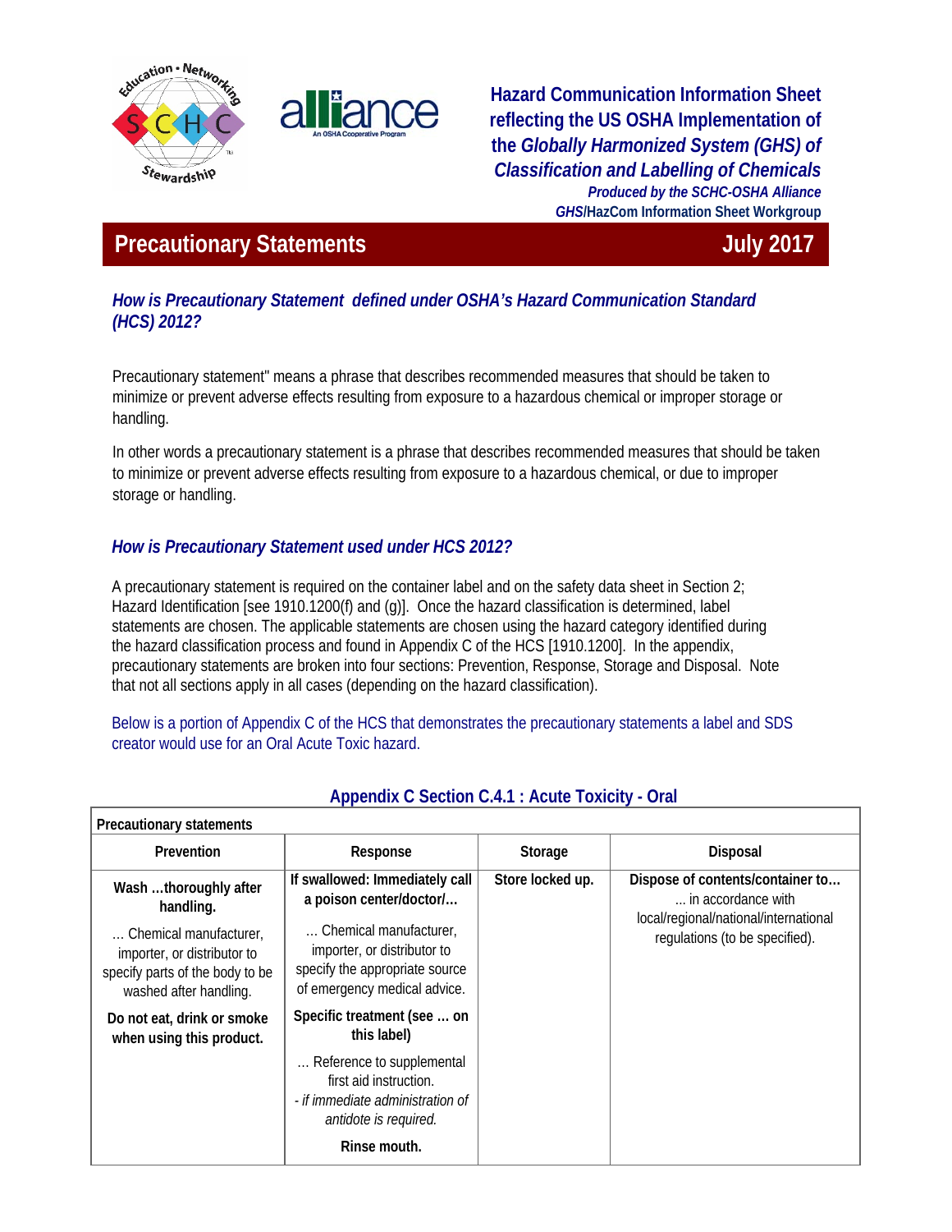**Hazard Communication Information Sheet reflecting the US OSHA Implementation of the *Globally Harmonized System (GHS) of Classification and Labelling of Chemicals***

***Produced by the SCHC-OSHA Alliance***

***GHS*/HazCom Information Sheet Workgroup**

# Precautionary Statements — July 2017

## *How is Precautionary Statement defined under OSHA's Hazard Communication Standard (HCS) 2012?*

Precautionary statement" means a phrase that describes recommended measures that should be taken to minimize or prevent adverse effects resulting from exposure to a hazardous chemical or improper storage or handling.

In other words a precautionary statement is a phrase that describes recommended measures that should be taken to minimize or prevent adverse effects resulting from exposure to a hazardous chemical, or due to improper storage or handling.

## *How is Precautionary Statement used under HCS 2012?*

A precautionary statement is required on the container label and on the safety data sheet in Section 2; Hazard Identification [see 1910.1200(f) and (g)]. Once the hazard classification is determined, label statements are chosen. The applicable statements are chosen using the hazard category identified during the hazard classification process and found in Appendix C of the HCS [1910.1200]. In the appendix, precautionary statements are broken into four sections: Prevention, Response, Storage and Disposal. Note that not all sections apply in all cases (depending on the hazard classification).

Below is a portion of Appendix C of the HCS that demonstrates the precautionary statements a label and SDS creator would use for an Oral Acute Toxic hazard.

### Appendix C Section C.4.1 : Acute Toxicity - Oral

| **Precautionary statements** | | | |
|---|---|---|---|
| **Prevention** | **Response** | **Storage** | **Disposal** |
| **Wash …thoroughly after handling.**<br><br>… Chemical manufacturer, importer, or distributor to specify parts of the body to be washed after handling.<br><br>**Do not eat, drink or smoke when using this product.** | **If swallowed: Immediately call a poison center/doctor/…**<br><br>… Chemical manufacturer, importer, or distributor to specify the appropriate source of emergency medical advice.<br><br>**Specific treatment (see … on this label)**<br><br>… Reference to supplemental first aid instruction.<br>*- if immediate administration of antidote is required.*<br><br>**Rinse mouth.** | **Store locked up.** | **Dispose of contents/container to…**<br>… in accordance with local/regional/national/international regulations (to be specified). |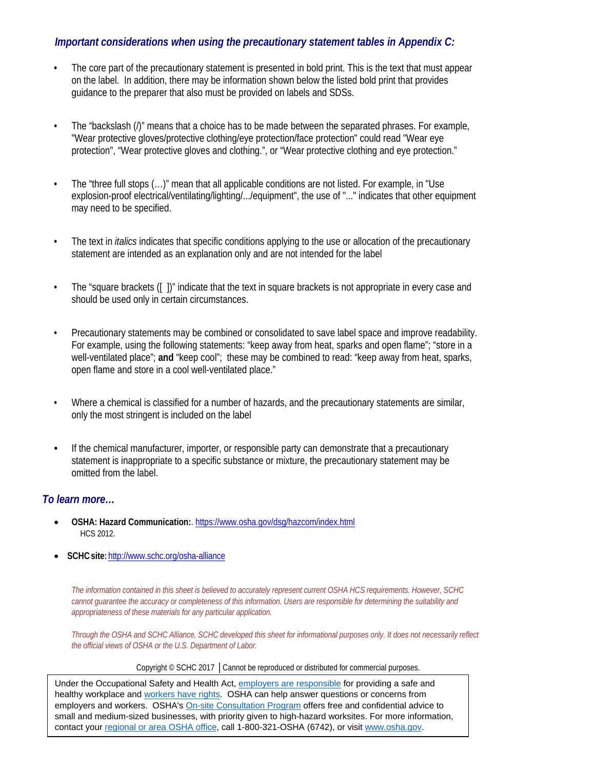## *Important considerations when using the precautionary statement tables in Appendix C:*

- The core part of the precautionary statement is presented in bold print. This is the text that must appear on the label. In addition, there may be information shown below the listed bold print that provides guidance to the preparer that also must be provided on labels and SDSs.

- The "backslash (/)" means that a choice has to be made between the separated phrases. For example, "Wear protective gloves/protective clothing/eye protection/face protection" could read "Wear eye protection", "Wear protective gloves and clothing.", or "Wear protective clothing and eye protection."

- The "three full stops (…)" mean that all applicable conditions are not listed. For example, in "Use explosion-proof electrical/ventilating/lighting/.../equipment", the use of "..." indicates that other equipment may need to be specified.

- The text in *italics* indicates that specific conditions applying to the use or allocation of the precautionary statement are intended as an explanation only and are not intended for the label

- The "square brackets ([ ])" indicate that the text in square brackets is not appropriate in every case and should be used only in certain circumstances.

- Precautionary statements may be combined or consolidated to save label space and improve readability. For example, using the following statements: "keep away from heat, sparks and open flame"; "store in a well-ventilated place"; **and** "keep cool"; these may be combined to read: "keep away from heat, sparks, open flame and store in a cool well-ventilated place."

- Where a chemical is classified for a number of hazards, and the precautionary statements are similar, only the most stringent is included on the label

- If the chemical manufacturer, importer, or responsible party can demonstrate that a precautionary statement is inappropriate to a specific substance or mixture, the precautionary statement may be omitted from the label.

## *To learn more…*

- **OSHA: Hazard Communication:**. https://www.osha.gov/dsg/hazcom/index.html
  HCS 2012.

- **SCHC site:** http://www.schc.org/osha-alliance

*The information contained in this sheet is believed to accurately represent current OSHA HCS requirements. However, SCHC cannot guarantee the accuracy or completeness of this information. Users are responsible for determining the suitability and appropriateness of these materials for any particular application.*

*Through the OSHA and SCHC Alliance, SCHC developed this sheet for informational purposes only. It does not necessarily reflect the official views of OSHA or the U.S. Department of Labor.*

Copyright © SCHC 2017 │Cannot be reproduced or distributed for commercial purposes.

Under the Occupational Safety and Health Act, employers are responsible for providing a safe and healthy workplace and workers have rights. OSHA can help answer questions or concerns from employers and workers. OSHA's On-site Consultation Program offers free and confidential advice to small and medium-sized businesses, with priority given to high-hazard worksites. For more information, contact your regional or area OSHA office, call 1-800-321-OSHA (6742), or visit www.osha.gov.